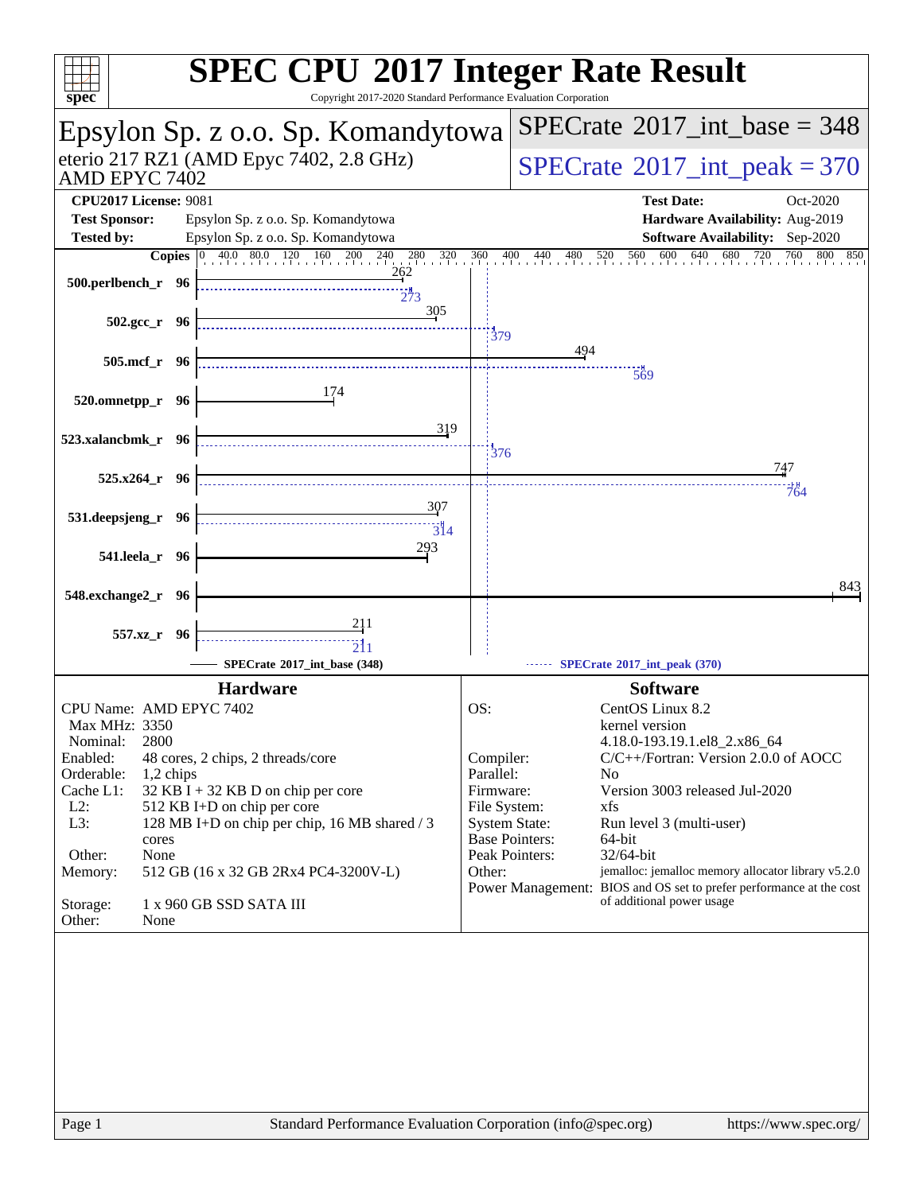# SPEC CPU 2017 Integer Rate Result

Copyright 2017-2020 Standard Performance Evaluation Corporation

## Epsylon Sp. z o.o. Sp. Komandytowa

eterio 217 RZ1 (AMD Epyc 7402, 2.8 GHz)
AMD EPYC 7402

**SPECrate 2017_int_base = 348**

**SPECrate 2017_int_peak = 370**

| | | | |
|---|---|---|---|
| **CPU2017 License:** | 9081 | **Test Date:** | Oct-2020 |
| **Test Sponsor:** | Epsylon Sp. z o.o. Sp. Komandytowa | **Hardware Availability:** | Aug-2019 |
| **Tested by:** | Epsylon Sp. z o.o. Sp. Komandytowa | **Software Availability:** | Sep-2020 |

| Benchmark | Copies | Base | Peak |
|---|---|---|---|
| 500.perlbench_r | 96 | 262 | 273 |
| 502.gcc_r | 96 | 305 | 379 |
| 505.mcf_r | 96 | 494 | 569 |
| 520.omnetpp_r | 96 | 174 | |
| 523.xalancbmk_r | 96 | 319 | 376 |
| 525.x264_r | 96 | 747 | 764 |
| 531.deepsjeng_r | 96 | 307 | 314 |
| 541.leela_r | 96 | 293 | |
| 548.exchange2_r | 96 | 843 | |
| 557.xz_r | 96 | 211 | 211 |

SPECrate 2017_int_base (348) — SPECrate 2017_int_peak (370)

### Hardware

| | |
|---|---|
| CPU Name: | AMD EPYC 7402 |
| Max MHz: | 3350 |
| Nominal: | 2800 |
| Enabled: | 48 cores, 2 chips, 2 threads/core |
| Orderable: | 1,2 chips |
| Cache L1: | 32 KB I + 32 KB D on chip per core |
| L2: | 512 KB I+D on chip per core |
| L3: | 128 MB I+D on chip per chip, 16 MB shared / 3 cores |
| Other: | None |
| Memory: | 512 GB (16 x 32 GB 2Rx4 PC4-3200V-L) |
| Storage: | 1 x 960 GB SSD SATA III |
| Other: | None |

### Software

| | |
|---|---|
| OS: | CentOS Linux 8.2 kernel version 4.18.0-193.19.1.el8_2.x86_64 |
| Compiler: | C/C++/Fortran: Version 2.0.0 of AOCC |
| Parallel: | No |
| Firmware: | Version 3003 released Jul-2020 |
| File System: | xfs |
| System State: | Run level 3 (multi-user) |
| Base Pointers: | 64-bit |
| Peak Pointers: | 32/64-bit |
| Other: | jemalloc: jemalloc memory allocator library v5.2.0 |
| Power Management: | BIOS and OS set to prefer performance at the cost of additional power usage |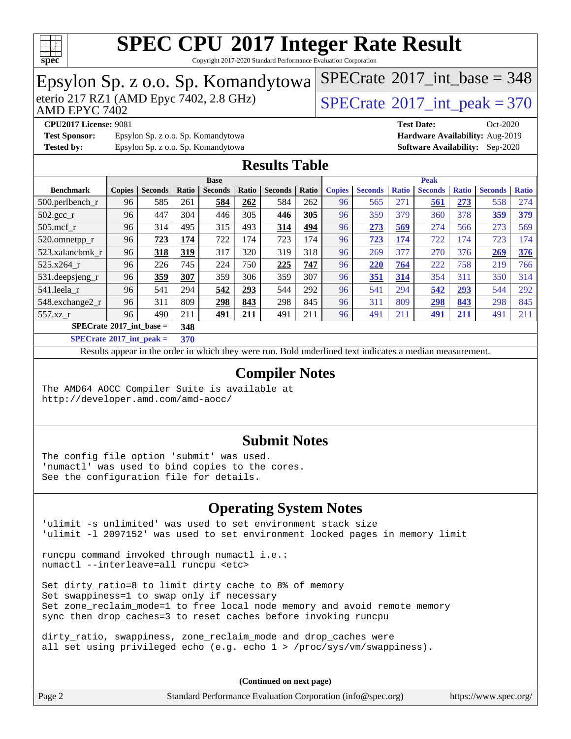# SPEC CPU 2017 Integer Rate Result

Copyright 2017-2020 Standard Performance Evaluation Corporation

## Epsylon Sp. z o.o. Sp. Komandytowa

eterio 217 RZ1 (AMD Epyc 7402, 2.8 GHz)
AMD EPYC 7402

SPECrate 2017_int_base = 348

SPECrate 2017_int_peak = 370

**CPU2017 License:** 9081
**Test Sponsor:** Epsylon Sp. z o.o. Sp. Komandytowa
**Tested by:** Epsylon Sp. z o.o. Sp. Komandytowa

**Test Date:** Oct-2020
**Hardware Availability:** Aug-2019
**Software Availability:** Sep-2020

## Results Table

| Benchmark | Base | | | | | | | Peak | | | | | | |
|---|---|---|---|---|---|---|---|---|---|---|---|---|---|---|
| | Copies | Seconds | Ratio | Seconds | Ratio | Seconds | Ratio | Copies | Seconds | Ratio | Seconds | Ratio | Seconds | Ratio |
| 500.perlbench_r | 96 | 585 | 261 | **584** | **262** | 584 | 262 | 96 | 565 | 271 | **561** | **273** | 558 | 274 |
| 502.gcc_r | 96 | 447 | 304 | 446 | 305 | **446** | **305** | 96 | 359 | 379 | 360 | 378 | **359** | **379** |
| 505.mcf_r | 96 | 314 | 495 | 315 | 493 | **314** | **494** | 96 | **273** | **569** | 274 | 566 | 273 | 569 |
| 520.omnetpp_r | 96 | **723** | **174** | 722 | 174 | 723 | 174 | 96 | **723** | **174** | 722 | 174 | 723 | 174 |
| 523.xalancbmk_r | 96 | **318** | **319** | 317 | 320 | 319 | 318 | 96 | 269 | 377 | 270 | 376 | **269** | **376** |
| 525.x264_r | 96 | 226 | 745 | 224 | 750 | **225** | **747** | 96 | **220** | **764** | 222 | 758 | 219 | 766 |
| 531.deepsjeng_r | 96 | **359** | **307** | 359 | 306 | 359 | 307 | 96 | **351** | **314** | 354 | 311 | 350 | 314 |
| 541.leela_r | 96 | 541 | 294 | **542** | **293** | 544 | 292 | 96 | 541 | 294 | **542** | **293** | 544 | 292 |
| 548.exchange2_r | 96 | 311 | 809 | **298** | **843** | 298 | 845 | 96 | 311 | 809 | **298** | **843** | 298 | 845 |
| 557.xz_r | 96 | 490 | 211 | **491** | **211** | 491 | 211 | 96 | 491 | 211 | **491** | **211** | 491 | 211 |

**SPECrate 2017_int_base = 348**

**SPECrate 2017_int_peak = 370**

Results appear in the order in which they were run. Bold underlined text indicates a median measurement.

## Compiler Notes

```
The AMD64 AOCC Compiler Suite is available at
http://developer.amd.com/amd-aocc/
```

## Submit Notes

```
The config file option 'submit' was used.
'numactl' was used to bind copies to the cores.
See the configuration file for details.
```

## Operating System Notes

```
'ulimit -s unlimited' was used to set environment stack size
'ulimit -l 2097152' was used to set environment locked pages in memory limit

runcpu command invoked through numactl i.e.:
numactl --interleave=all runcpu <etc>

Set dirty_ratio=8 to limit dirty cache to 8% of memory
Set swappiness=1 to swap only if necessary
Set zone_reclaim_mode=1 to free local node memory and avoid remote memory
sync then drop_caches=3 to reset caches before invoking runcpu

dirty_ratio, swappiness, zone_reclaim_mode and drop_caches were
all set using privileged echo (e.g. echo 1 > /proc/sys/vm/swappiness).
```

**(Continued on next page)**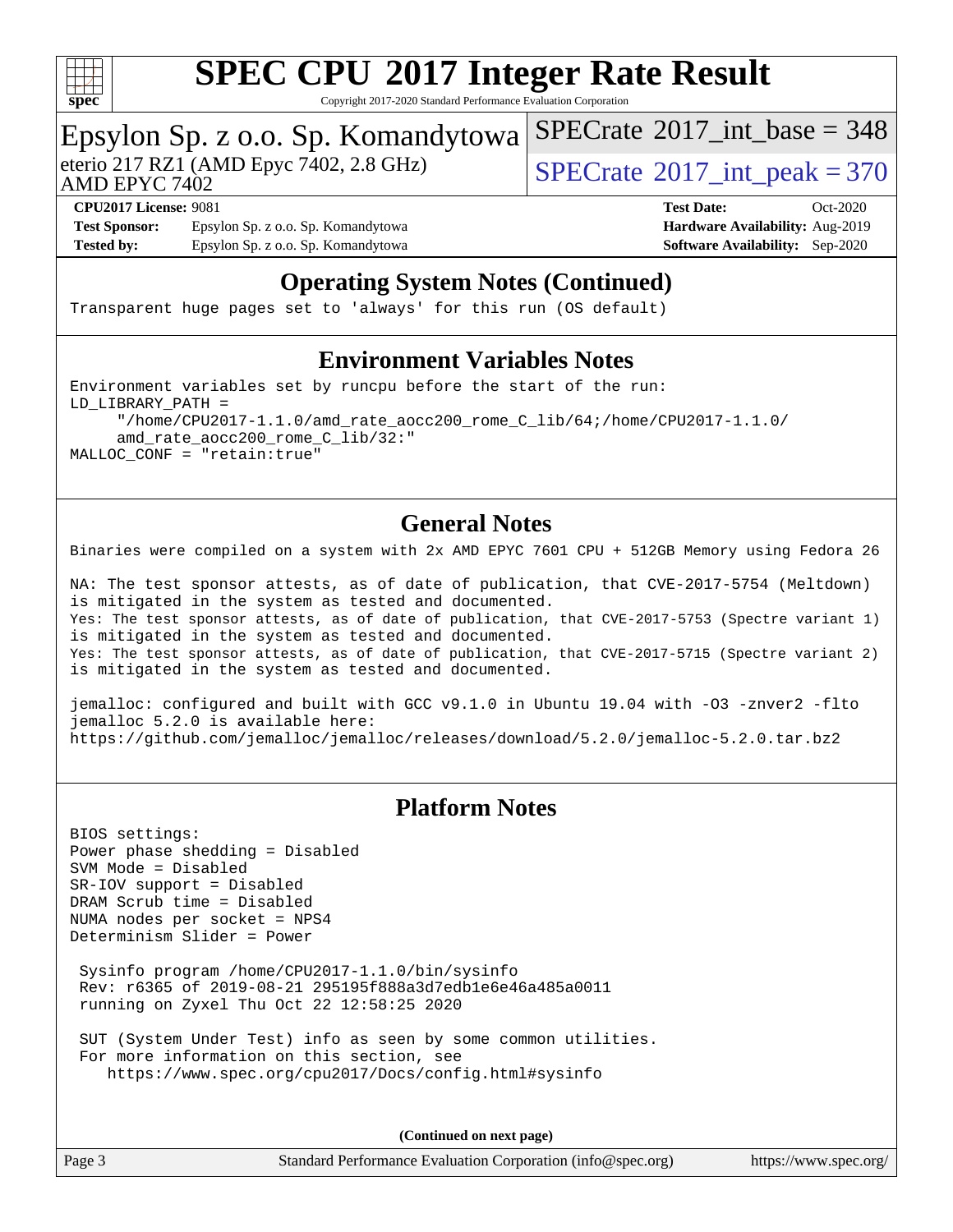## Operating System Notes (Continued)

```
Transparent huge pages set to 'always' for this run (OS default)
```

## Environment Variables Notes

```
Environment variables set by runcpu before the start of the run:
LD_LIBRARY_PATH =
     "/home/CPU2017-1.1.0/amd_rate_aocc200_rome_C_lib/64;/home/CPU2017-1.1.0/
     amd_rate_aocc200_rome_C_lib/32:"
MALLOC_CONF = "retain:true"
```

## General Notes

```
Binaries were compiled on a system with 2x AMD EPYC 7601 CPU + 512GB Memory using Fedora 26

NA: The test sponsor attests, as of date of publication, that CVE-2017-5754 (Meltdown)
is mitigated in the system as tested and documented.
Yes: The test sponsor attests, as of date of publication, that CVE-2017-5753 (Spectre variant 1)
is mitigated in the system as tested and documented.
Yes: The test sponsor attests, as of date of publication, that CVE-2017-5715 (Spectre variant 2)
is mitigated in the system as tested and documented.

jemalloc: configured and built with GCC v9.1.0 in Ubuntu 19.04 with -O3 -znver2 -flto
jemalloc 5.2.0 is available here:
https://github.com/jemalloc/jemalloc/releases/download/5.2.0/jemalloc-5.2.0.tar.bz2
```

## Platform Notes

```
BIOS settings:
Power phase shedding = Disabled
SVM Mode = Disabled
SR-IOV support = Disabled
DRAM Scrub time = Disabled
NUMA nodes per socket = NPS4
Determinism Slider = Power

 Sysinfo program /home/CPU2017-1.1.0/bin/sysinfo
 Rev: r6365 of 2019-08-21 295195f888a3d7edb1e6e46a485a0011
 running on Zyxel Thu Oct 22 12:58:25 2020

 SUT (System Under Test) info as seen by some common utilities.
 For more information on this section, see
    https://www.spec.org/cpu2017/Docs/config.html#sysinfo
```

**(Continued on next page)**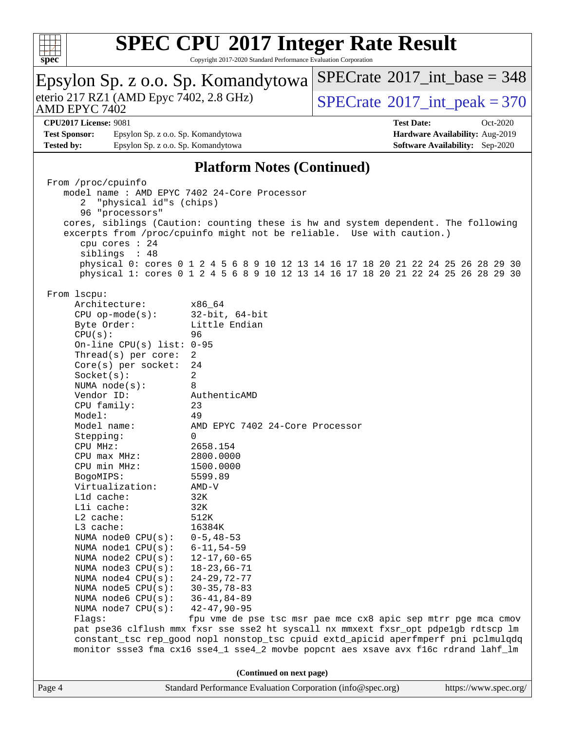# SPEC CPU 2017 Integer Rate Result

Copyright 2017-2020 Standard Performance Evaluation Corporation

**Epsylon Sp. z o.o. Sp. Komandytowa**
eterio 217 RZ1 (AMD Epyc 7402, 2.8 GHz)
AMD EPYC 7402

SPECrate 2017_int_base = 348
SPECrate 2017_int_peak = 370

**CPU2017 License:** 9081
**Test Sponsor:** Epsylon Sp. z o.o. Sp. Komandytowa
**Tested by:** Epsylon Sp. z o.o. Sp. Komandytowa
**Test Date:** Oct-2020
**Hardware Availability:** Aug-2019
**Software Availability:** Sep-2020

## Platform Notes (Continued)

```
From /proc/cpuinfo
   model name : AMD EPYC 7402 24-Core Processor
      2  "physical id"s (chips)
      96 "processors"
   cores, siblings (Caution: counting these is hw and system dependent. The following
   excerpts from /proc/cpuinfo might not be reliable.  Use with caution.)
      cpu cores : 24
      siblings  : 48
      physical 0: cores 0 1 2 4 5 6 8 9 10 12 13 14 16 17 18 20 21 22 24 25 26 28 29 30
      physical 1: cores 0 1 2 4 5 6 8 9 10 12 13 14 16 17 18 20 21 22 24 25 26 28 29 30

From lscpu:
     Architecture:        x86_64
     CPU op-mode(s):      32-bit, 64-bit
     Byte Order:          Little Endian
     CPU(s):              96
     On-line CPU(s) list: 0-95
     Thread(s) per core:  2
     Core(s) per socket:  24
     Socket(s):           2
     NUMA node(s):        8
     Vendor ID:           AuthenticAMD
     CPU family:          23
     Model:               49
     Model name:          AMD EPYC 7402 24-Core Processor
     Stepping:            0
     CPU MHz:             2658.154
     CPU max MHz:         2800.0000
     CPU min MHz:         1500.0000
     BogoMIPS:            5599.89
     Virtualization:      AMD-V
     L1d cache:           32K
     L1i cache:           32K
     L2 cache:            512K
     L3 cache:            16384K
     NUMA node0 CPU(s):   0-5,48-53
     NUMA node1 CPU(s):   6-11,54-59
     NUMA node2 CPU(s):   12-17,60-65
     NUMA node3 CPU(s):   18-23,66-71
     NUMA node4 CPU(s):   24-29,72-77
     NUMA node5 CPU(s):   30-35,78-83
     NUMA node6 CPU(s):   36-41,84-89
     NUMA node7 CPU(s):   42-47,90-95
     Flags:               fpu vme de pse tsc msr pae mce cx8 apic sep mtrr pge mca cmov
     pat pse36 clflush mmx fxsr sse sse2 ht syscall nx mmxext fxsr_opt pdpe1gb rdtscp lm
     constant_tsc rep_good nopl nonstop_tsc cpuid extd_apicid aperfmperf pni pclmulqdq
     monitor ssse3 fma cx16 sse4_1 sse4_2 movbe popcnt aes xsave avx f16c rdrand lahf_lm
```

**(Continued on next page)**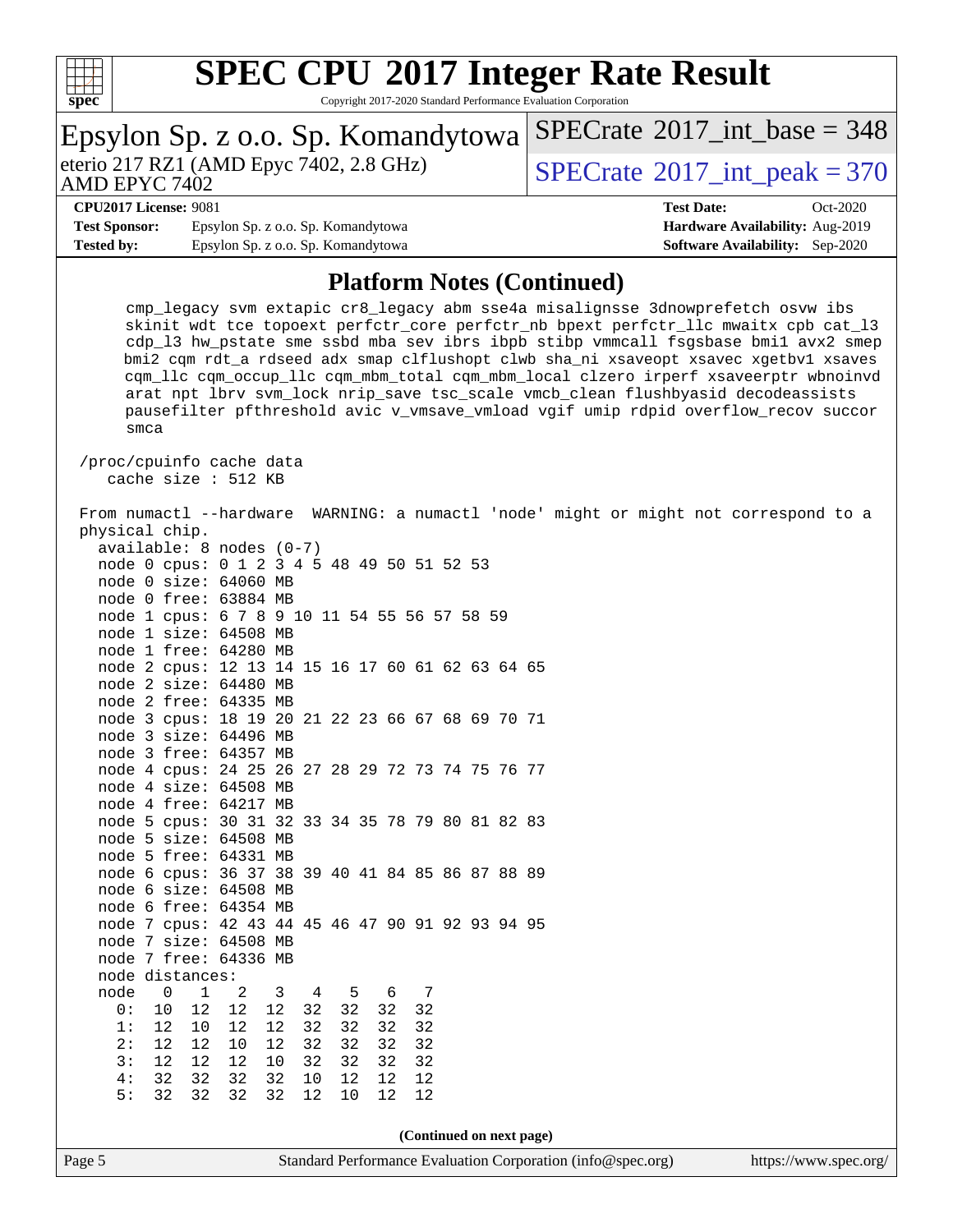## Platform Notes (Continued)

```
      cmp_legacy svm extapic cr8_legacy abm sse4a misalignsse 3dnowprefetch osvw ibs
      skinit wdt tce topoext perfctr_core perfctr_nb bpext perfctr_llc mwaitx cpb cat_l3
      cdp_l3 hw_pstate sme ssbd mba sev ibrs ibpb stibp vmmcall fsgsbase bmi1 avx2 smep
      bmi2 cqm rdt_a rdseed adx smap clflushopt clwb sha_ni xsaveopt xsavec xgetbv1 xsaves
      cqm_llc cqm_occup_llc cqm_mbm_total cqm_mbm_local clzero irperf xsaveerptr wbnoinvd
      arat npt lbrv svm_lock nrip_save tsc_scale vmcb_clean flushbyasid decodeassists
      pausefilter pfthreshold avic v_vmsave_vmload vgif umip rdpid overflow_recov succor
      smca

 /proc/cpuinfo cache data
    cache size : 512 KB

 From numactl --hardware  WARNING: a numactl 'node' might or might not correspond to a
 physical chip.
   available: 8 nodes (0-7)
   node 0 cpus: 0 1 2 3 4 5 48 49 50 51 52 53
   node 0 size: 64060 MB
   node 0 free: 63884 MB
   node 1 cpus: 6 7 8 9 10 11 54 55 56 57 58 59
   node 1 size: 64508 MB
   node 1 free: 64280 MB
   node 2 cpus: 12 13 14 15 16 17 60 61 62 63 64 65
   node 2 size: 64480 MB
   node 2 free: 64335 MB
   node 3 cpus: 18 19 20 21 22 23 66 67 68 69 70 71
   node 3 size: 64496 MB
   node 3 free: 64357 MB
   node 4 cpus: 24 25 26 27 28 29 72 73 74 75 76 77
   node 4 size: 64508 MB
   node 4 free: 64217 MB
   node 5 cpus: 30 31 32 33 34 35 78 79 80 81 82 83
   node 5 size: 64508 MB
   node 5 free: 64331 MB
   node 6 cpus: 36 37 38 39 40 41 84 85 86 87 88 89
   node 6 size: 64508 MB
   node 6 free: 64354 MB
   node 7 cpus: 42 43 44 45 46 47 90 91 92 93 94 95
   node 7 size: 64508 MB
   node 7 free: 64336 MB
   node distances:
   node   0   1   2   3   4   5   6   7
     0:  10  12  12  12  32  32  32  32
     1:  12  10  12  12  32  32  32  32
     2:  12  12  10  12  32  32  32  32
     3:  12  12  12  10  32  32  32  32
     4:  32  32  32  32  10  12  12  12
     5:  32  32  32  32  12  10  12  12
```

**(Continued on next page)**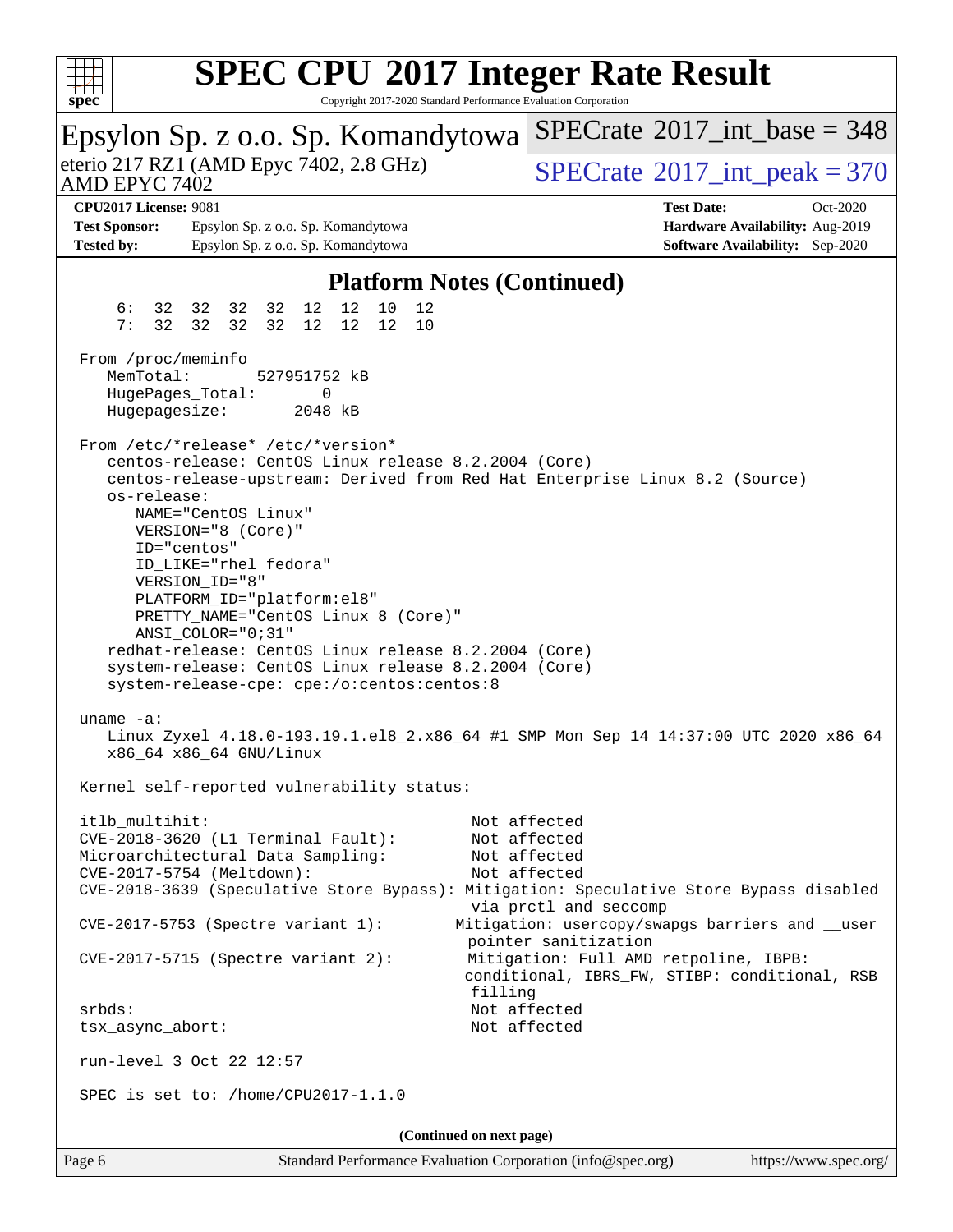## Platform Notes (Continued)

```
     6:  32  32  32  32  12  12  10  12
     7:  32  32  32  32  12  12  12  10

 From /proc/meminfo
    MemTotal:       527951752 kB
    HugePages_Total:       0
    Hugepagesize:       2048 kB

 From /etc/*release* /etc/*version*
    centos-release: CentOS Linux release 8.2.2004 (Core)
    centos-release-upstream: Derived from Red Hat Enterprise Linux 8.2 (Source)
    os-release:
       NAME="CentOS Linux"
       VERSION="8 (Core)"
       ID="centos"
       ID_LIKE="rhel fedora"
       VERSION_ID="8"
       PLATFORM_ID="platform:el8"
       PRETTY_NAME="CentOS Linux 8 (Core)"
       ANSI_COLOR="0;31"
    redhat-release: CentOS Linux release 8.2.2004 (Core)
    system-release: CentOS Linux release 8.2.2004 (Core)
    system-release-cpe: cpe:/o:centos:centos:8

 uname -a:
    Linux Zyxel 4.18.0-193.19.1.el8_2.x86_64 #1 SMP Mon Sep 14 14:37:00 UTC 2020 x86_64
    x86_64 x86_64 GNU/Linux

 Kernel self-reported vulnerability status:

 itlb_multihit:                                         Not affected
 CVE-2018-3620 (L1 Terminal Fault):                     Not affected
 Microarchitectural Data Sampling:                      Not affected
 CVE-2017-5754 (Meltdown):                              Not affected
 CVE-2018-3639 (Speculative Store Bypass): Mitigation: Speculative Store Bypass disabled
                                                        via prctl and seccomp
 CVE-2017-5753 (Spectre variant 1):                   Mitigation: usercopy/swapgs barriers and __user
                                                        pointer sanitization
 CVE-2017-5715 (Spectre variant 2):                    Mitigation: Full AMD retpoline, IBPB:
                                                       conditional, IBRS_FW, STIBP: conditional, RSB
                                                        filling
 srbds:                                                 Not affected
 tsx_async_abort:                                       Not affected

 run-level 3 Oct 22 12:57

 SPEC is set to: /home/CPU2017-1.1.0
```

(Continued on next page)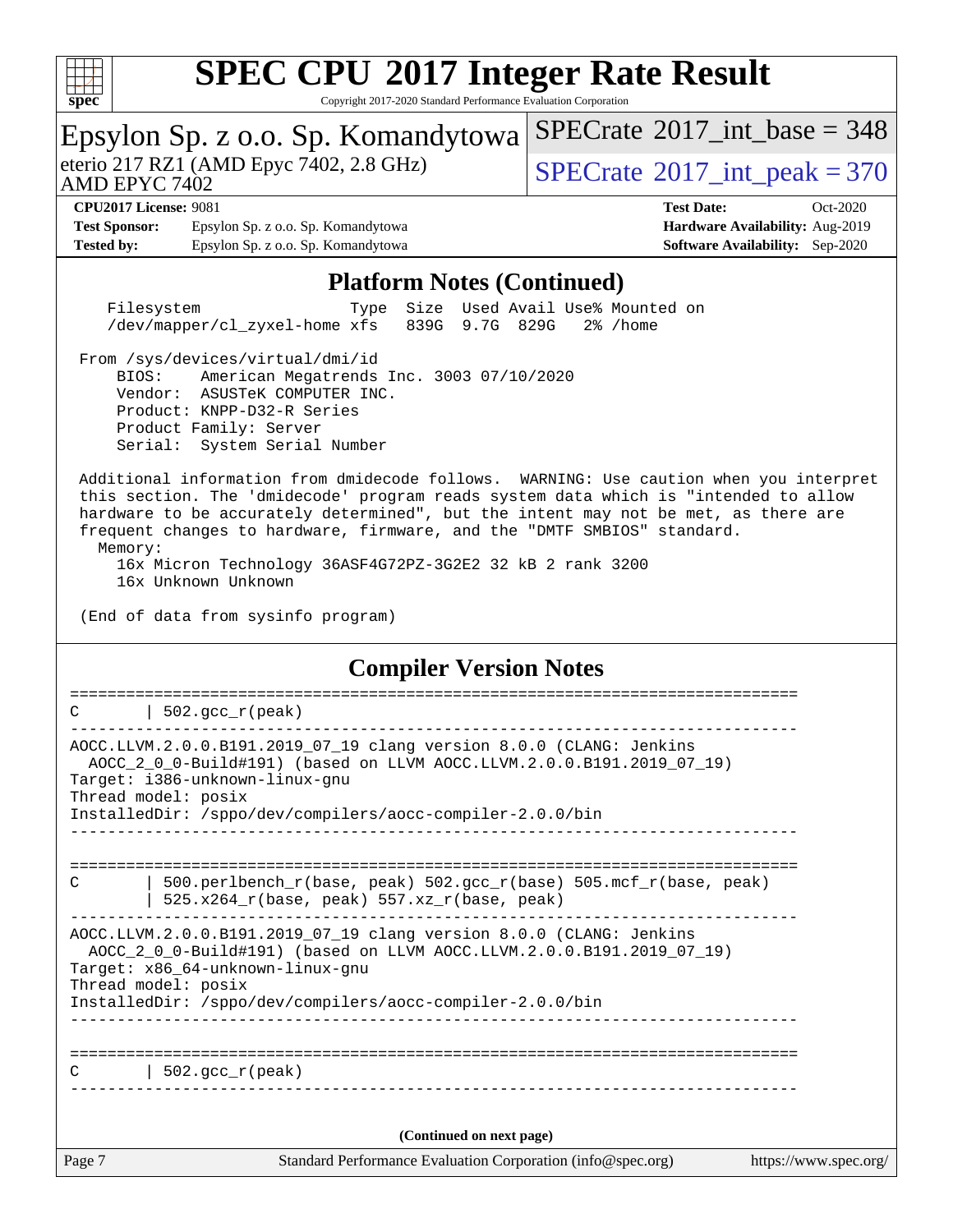## Platform Notes (Continued)

```
    Filesystem                   Type  Size  Used Avail Use% Mounted on
    /dev/mapper/cl_zyxel-home xfs   839G  9.7G  829G   2% /home

 From /sys/devices/virtual/dmi/id
     BIOS:    American Megatrends Inc. 3003 07/10/2020
     Vendor:  ASUSTeK COMPUTER INC.
     Product: KNPP-D32-R Series
     Product Family: Server
     Serial:  System Serial Number

 Additional information from dmidecode follows.  WARNING: Use caution when you interpret
 this section. The 'dmidecode' program reads system data which is "intended to allow
 hardware to be accurately determined", but the intent may not be met, as there are
 frequent changes to hardware, firmware, and the "DMTF SMBIOS" standard.
   Memory:
     16x Micron Technology 36ASF4G72PZ-3G2E2 32 kB 2 rank 3200
     16x Unknown Unknown

 (End of data from sysinfo program)
```

## Compiler Version Notes

```
==============================================================================
C       | 502.gcc_r(peak)
------------------------------------------------------------------------------
AOCC.LLVM.2.0.0.B191.2019_07_19 clang version 8.0.0 (CLANG: Jenkins
  AOCC_2_0_0-Build#191) (based on LLVM AOCC.LLVM.2.0.0.B191.2019_07_19)
Target: i386-unknown-linux-gnu
Thread model: posix
InstalledDir: /sppo/dev/compilers/aocc-compiler-2.0.0/bin
------------------------------------------------------------------------------

==============================================================================
C       | 500.perlbench_r(base, peak) 502.gcc_r(base) 505.mcf_r(base, peak)
        | 525.x264_r(base, peak) 557.xz_r(base, peak)
------------------------------------------------------------------------------
AOCC.LLVM.2.0.0.B191.2019_07_19 clang version 8.0.0 (CLANG: Jenkins
  AOCC_2_0_0-Build#191) (based on LLVM AOCC.LLVM.2.0.0.B191.2019_07_19)
Target: x86_64-unknown-linux-gnu
Thread model: posix
InstalledDir: /sppo/dev/compilers/aocc-compiler-2.0.0/bin
------------------------------------------------------------------------------

==============================================================================
C       | 502.gcc_r(peak)
------------------------------------------------------------------------------
```

**(Continued on next page)**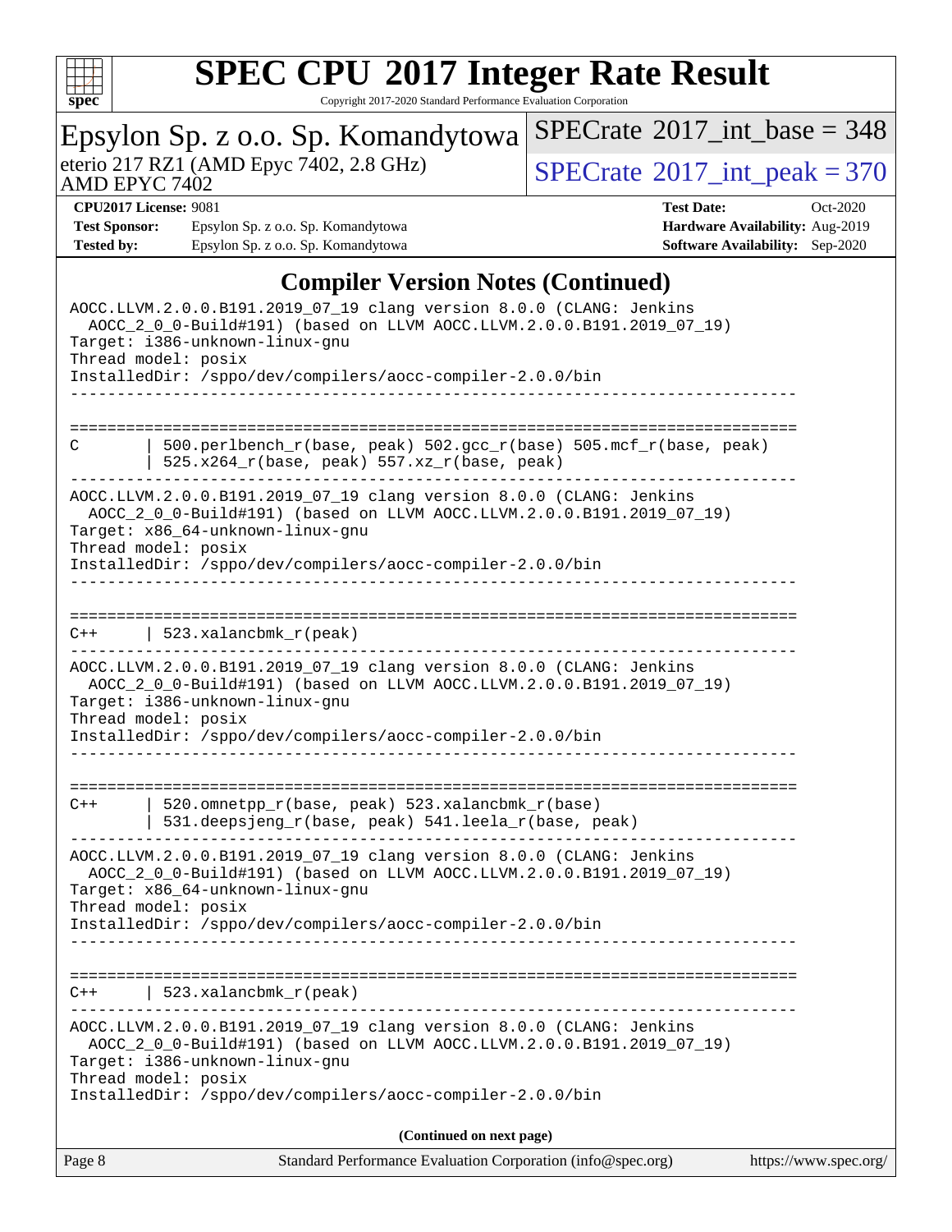## Compiler Version Notes (Continued)

```
AOCC.LLVM.2.0.0.B191.2019_07_19 clang version 8.0.0 (CLANG: Jenkins
  AOCC_2_0_0-Build#191) (based on LLVM AOCC.LLVM.2.0.0.B191.2019_07_19)
Target: i386-unknown-linux-gnu
Thread model: posix
InstalledDir: /sppo/dev/compilers/aocc-compiler-2.0.0/bin
------------------------------------------------------------------------------

==============================================================================
C        | 500.perlbench_r(base, peak) 502.gcc_r(base) 505.mcf_r(base, peak)
         | 525.x264_r(base, peak) 557.xz_r(base, peak)
------------------------------------------------------------------------------
AOCC.LLVM.2.0.0.B191.2019_07_19 clang version 8.0.0 (CLANG: Jenkins
  AOCC_2_0_0-Build#191) (based on LLVM AOCC.LLVM.2.0.0.B191.2019_07_19)
Target: x86_64-unknown-linux-gnu
Thread model: posix
InstalledDir: /sppo/dev/compilers/aocc-compiler-2.0.0/bin
------------------------------------------------------------------------------

==============================================================================
C++      | 523.xalancbmk_r(peak)
------------------------------------------------------------------------------
AOCC.LLVM.2.0.0.B191.2019_07_19 clang version 8.0.0 (CLANG: Jenkins
  AOCC_2_0_0-Build#191) (based on LLVM AOCC.LLVM.2.0.0.B191.2019_07_19)
Target: i386-unknown-linux-gnu
Thread model: posix
InstalledDir: /sppo/dev/compilers/aocc-compiler-2.0.0/bin
------------------------------------------------------------------------------

==============================================================================
C++      | 520.omnetpp_r(base, peak) 523.xalancbmk_r(base)
         | 531.deepsjeng_r(base, peak) 541.leela_r(base, peak)
------------------------------------------------------------------------------
AOCC.LLVM.2.0.0.B191.2019_07_19 clang version 8.0.0 (CLANG: Jenkins
  AOCC_2_0_0-Build#191) (based on LLVM AOCC.LLVM.2.0.0.B191.2019_07_19)
Target: x86_64-unknown-linux-gnu
Thread model: posix
InstalledDir: /sppo/dev/compilers/aocc-compiler-2.0.0/bin
------------------------------------------------------------------------------

==============================================================================
C++      | 523.xalancbmk_r(peak)
------------------------------------------------------------------------------
AOCC.LLVM.2.0.0.B191.2019_07_19 clang version 8.0.0 (CLANG: Jenkins
  AOCC_2_0_0-Build#191) (based on LLVM AOCC.LLVM.2.0.0.B191.2019_07_19)
Target: i386-unknown-linux-gnu
Thread model: posix
InstalledDir: /sppo/dev/compilers/aocc-compiler-2.0.0/bin
```

(Continued on next page)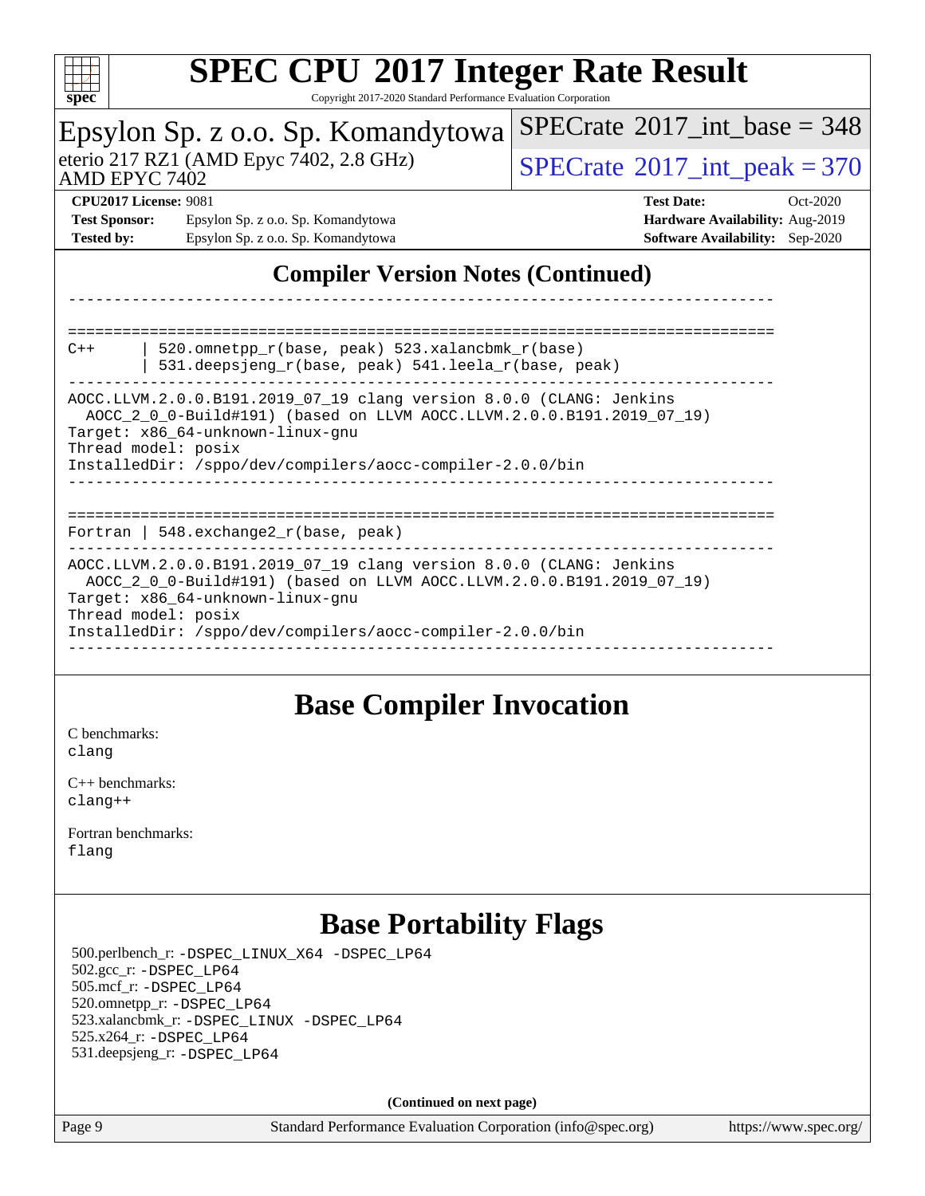## Compiler Version Notes (Continued)

```
------------------------------------------------------------------------------

==============================================================================
C++      | 520.omnetpp_r(base, peak) 523.xalancbmk_r(base)
         | 531.deepsjeng_r(base, peak) 541.leela_r(base, peak)
------------------------------------------------------------------------------
AOCC.LLVM.2.0.0.B191.2019_07_19 clang version 8.0.0 (CLANG: Jenkins
  AOCC_2_0_0-Build#191) (based on LLVM AOCC.LLVM.2.0.0.B191.2019_07_19)
Target: x86_64-unknown-linux-gnu
Thread model: posix
InstalledDir: /sppo/dev/compilers/aocc-compiler-2.0.0/bin
------------------------------------------------------------------------------

==============================================================================
Fortran | 548.exchange2_r(base, peak)
------------------------------------------------------------------------------
AOCC.LLVM.2.0.0.B191.2019_07_19 clang version 8.0.0 (CLANG: Jenkins
  AOCC_2_0_0-Build#191) (based on LLVM AOCC.LLVM.2.0.0.B191.2019_07_19)
Target: x86_64-unknown-linux-gnu
Thread model: posix
InstalledDir: /sppo/dev/compilers/aocc-compiler-2.0.0/bin
------------------------------------------------------------------------------
```

## Base Compiler Invocation

C benchmarks:
`clang`

C++ benchmarks:
`clang++`

Fortran benchmarks:
`flang`

## Base Portability Flags

500.perlbench_r: `-DSPEC_LINUX_X64 -DSPEC_LP64`
502.gcc_r: `-DSPEC_LP64`
505.mcf_r: `-DSPEC_LP64`
520.omnetpp_r: `-DSPEC_LP64`
523.xalancbmk_r: `-DSPEC_LINUX -DSPEC_LP64`
525.x264_r: `-DSPEC_LP64`
531.deepsjeng_r: `-DSPEC_LP64`

**(Continued on next page)**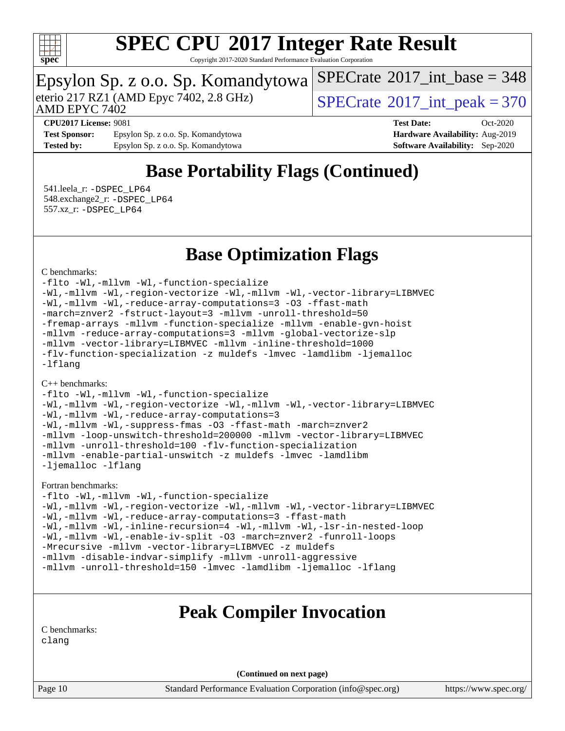# Base Portability Flags (Continued)

541.leela_r: -DSPEC_LP64
548.exchange2_r: -DSPEC_LP64
557.xz_r: -DSPEC_LP64

# Base Optimization Flags

C benchmarks:

```
-flto -Wl,-mllvm -Wl,-function-specialize
-Wl,-mllvm -Wl,-region-vectorize -Wl,-mllvm -Wl,-vector-library=LIBMVEC
-Wl,-mllvm -Wl,-reduce-array-computations=3 -O3 -ffast-math
-march=znver2 -fstruct-layout=3 -mllvm -unroll-threshold=50
-fremap-arrays -mllvm -function-specialize -mllvm -enable-gvn-hoist
-mllvm -reduce-array-computations=3 -mllvm -global-vectorize-slp
-mllvm -vector-library=LIBMVEC -mllvm -inline-threshold=1000
-flv-function-specialization -z muldefs -lmvec -lamdlibm -ljemalloc
-lflang
```

C++ benchmarks:

```
-flto -Wl,-mllvm -Wl,-function-specialize
-Wl,-mllvm -Wl,-region-vectorize -Wl,-mllvm -Wl,-vector-library=LIBMVEC
-Wl,-mllvm -Wl,-reduce-array-computations=3
-Wl,-mllvm -Wl,-suppress-fmas -O3 -ffast-math -march=znver2
-mllvm -loop-unswitch-threshold=200000 -mllvm -vector-library=LIBMVEC
-mllvm -unroll-threshold=100 -flv-function-specialization
-mllvm -enable-partial-unswitch -z muldefs -lmvec -lamdlibm
-ljemalloc -lflang
```

Fortran benchmarks:

```
-flto -Wl,-mllvm -Wl,-function-specialize
-Wl,-mllvm -Wl,-region-vectorize -Wl,-mllvm -Wl,-vector-library=LIBMVEC
-Wl,-mllvm -Wl,-reduce-array-computations=3 -ffast-math
-Wl,-mllvm -Wl,-inline-recursion=4 -Wl,-mllvm -Wl,-lsr-in-nested-loop
-Wl,-mllvm -Wl,-enable-iv-split -O3 -march=znver2 -funroll-loops
-Mrecursive -mllvm -vector-library=LIBMVEC -z muldefs
-mllvm -disable-indvar-simplify -mllvm -unroll-aggressive
-mllvm -unroll-threshold=150 -lmvec -lamdlibm -ljemalloc -lflang
```

# Peak Compiler Invocation

C benchmarks:

```
clang
```

(Continued on next page)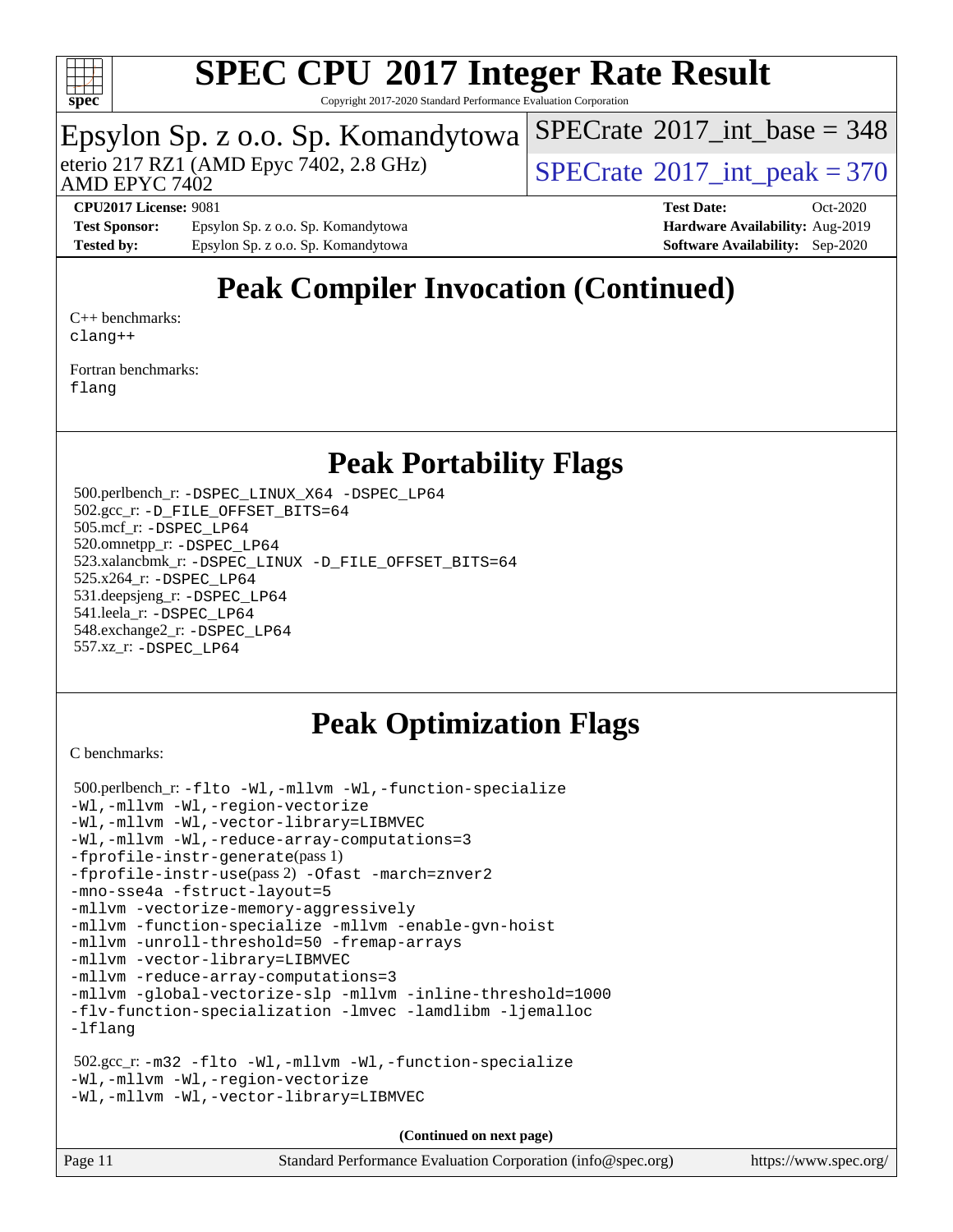# Peak Compiler Invocation (Continued)

C++ benchmarks:
clang++

Fortran benchmarks:
flang

# Peak Portability Flags

500.perlbench_r: -DSPEC_LINUX_X64 -DSPEC_LP64
502.gcc_r: -D_FILE_OFFSET_BITS=64
505.mcf_r: -DSPEC_LP64
520.omnetpp_r: -DSPEC_LP64
523.xalancbmk_r: -DSPEC_LINUX -D_FILE_OFFSET_BITS=64
525.x264_r: -DSPEC_LP64
531.deepsjeng_r: -DSPEC_LP64
541.leela_r: -DSPEC_LP64
548.exchange2_r: -DSPEC_LP64
557.xz_r: -DSPEC_LP64

# Peak Optimization Flags

C benchmarks:

500.perlbench_r: -flto -Wl,-mllvm -Wl,-function-specialize
-Wl,-mllvm -Wl,-region-vectorize
-Wl,-mllvm -Wl,-vector-library=LIBMVEC
-Wl,-mllvm -Wl,-reduce-array-computations=3
-fprofile-instr-generate(pass 1)
-fprofile-instr-use(pass 2) -Ofast -march=znver2
-mno-sse4a -fstruct-layout=5
-mllvm -vectorize-memory-aggressively
-mllvm -function-specialize -mllvm -enable-gvn-hoist
-mllvm -unroll-threshold=50 -fremap-arrays
-mllvm -vector-library=LIBMVEC
-mllvm -reduce-array-computations=3
-mllvm -global-vectorize-slp -mllvm -inline-threshold=1000
-flv-function-specialization -lmvec -lamdlibm -ljemalloc
-lflang

502.gcc_r: -m32 -flto -Wl,-mllvm -Wl,-function-specialize
-Wl,-mllvm -Wl,-region-vectorize
-Wl,-mllvm -Wl,-vector-library=LIBMVEC

**(Continued on next page)**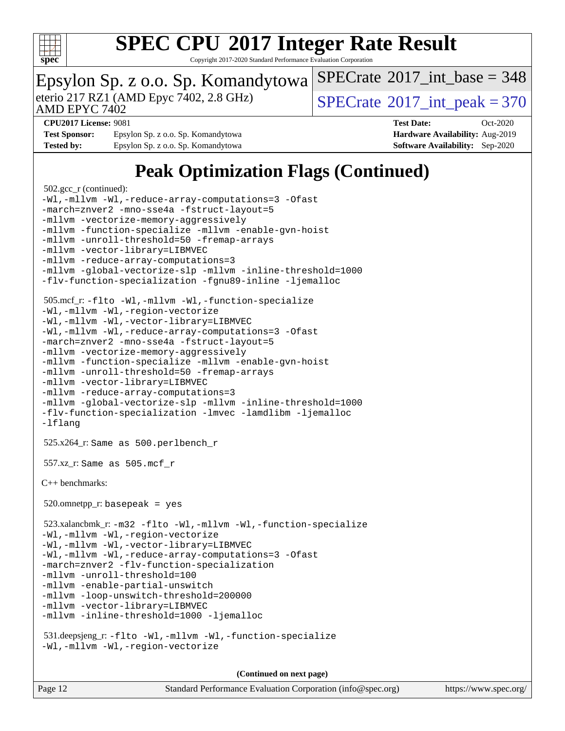# Peak Optimization Flags (Continued)

502.gcc_r (continued):

```
-Wl,-mllvm -Wl,-reduce-array-computations=3 -Ofast
-march=znver2 -mno-sse4a -fstruct-layout=5
-mllvm -vectorize-memory-aggressively
-mllvm -function-specialize -mllvm -enable-gvn-hoist
-mllvm -unroll-threshold=50 -fremap-arrays
-mllvm -vector-library=LIBMVEC
-mllvm -reduce-array-computations=3
-mllvm -global-vectorize-slp -mllvm -inline-threshold=1000
-flv-function-specialization -fgnu89-inline -ljemalloc
```

505.mcf_r:

```
-flto -Wl,-mllvm -Wl,-function-specialize
-Wl,-mllvm -Wl,-region-vectorize
-Wl,-mllvm -Wl,-vector-library=LIBMVEC
-Wl,-mllvm -Wl,-reduce-array-computations=3 -Ofast
-march=znver2 -mno-sse4a -fstruct-layout=5
-mllvm -vectorize-memory-aggressively
-mllvm -function-specialize -mllvm -enable-gvn-hoist
-mllvm -unroll-threshold=50 -fremap-arrays
-mllvm -vector-library=LIBMVEC
-mllvm -reduce-array-computations=3
-mllvm -global-vectorize-slp -mllvm -inline-threshold=1000
-flv-function-specialization -lmvec -lamdlibm -ljemalloc
-lflang
```

525.x264_r: `Same as 500.perlbench_r`

557.xz_r: `Same as 505.mcf_r`

C++ benchmarks:

520.omnetpp_r: `basepeak = yes`

523.xalancbmk_r:

```
-m32 -flto -Wl,-mllvm -Wl,-function-specialize
-Wl,-mllvm -Wl,-region-vectorize
-Wl,-mllvm -Wl,-vector-library=LIBMVEC
-Wl,-mllvm -Wl,-reduce-array-computations=3 -Ofast
-march=znver2 -flv-function-specialization
-mllvm -unroll-threshold=100
-mllvm -enable-partial-unswitch
-mllvm -loop-unswitch-threshold=200000
-mllvm -vector-library=LIBMVEC
-mllvm -inline-threshold=1000 -ljemalloc
```

531.deepsjeng_r:

```
-flto -Wl,-mllvm -Wl,-function-specialize
-Wl,-mllvm -Wl,-region-vectorize
```

(Continued on next page)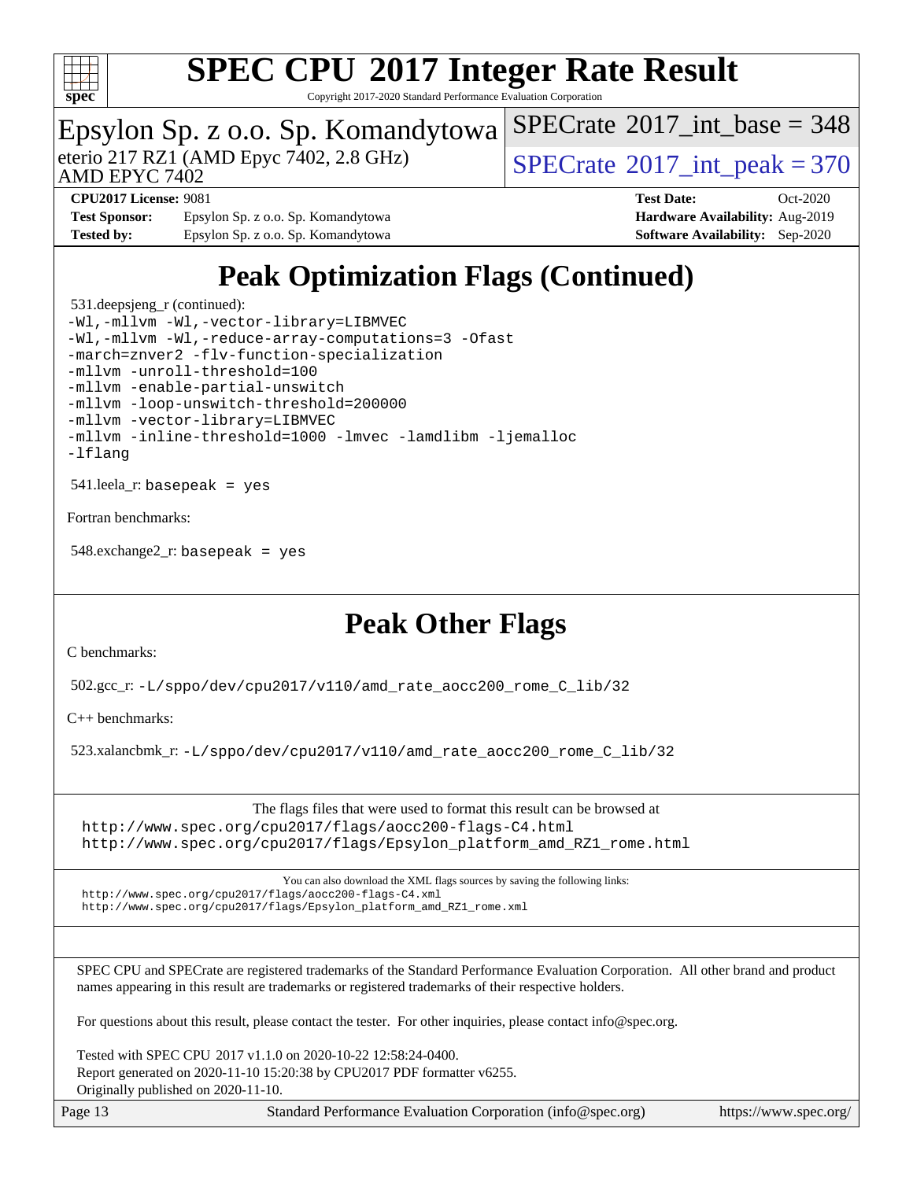# Peak Optimization Flags (Continued)

531.deepsjeng_r (continued):

```
-Wl,-mllvm -Wl,-vector-library=LIBMVEC
-Wl,-mllvm -Wl,-reduce-array-computations=3 -Ofast
-march=znver2 -flv-function-specialization
-mllvm -unroll-threshold=100
-mllvm -enable-partial-unswitch
-mllvm -loop-unswitch-threshold=200000
-mllvm -vector-library=LIBMVEC
-mllvm -inline-threshold=1000 -lmvec -lamdlibm -ljemalloc
-lflang
```

541.leela_r: `basepeak = yes`

Fortran benchmarks:

548.exchange2_r: `basepeak = yes`

# Peak Other Flags

C benchmarks:

502.gcc_r: `-L/sppo/dev/cpu2017/v110/amd_rate_aocc200_rome_C_lib/32`

C++ benchmarks:

523.xalancbmk_r: `-L/sppo/dev/cpu2017/v110/amd_rate_aocc200_rome_C_lib/32`

The flags files that were used to format this result can be browsed at
http://www.spec.org/cpu2017/flags/aocc200-flags-C4.html
http://www.spec.org/cpu2017/flags/Epsylon_platform_amd_RZ1_rome.html

You can also download the XML flags sources by saving the following links:
http://www.spec.org/cpu2017/flags/aocc200-flags-C4.xml
http://www.spec.org/cpu2017/flags/Epsylon_platform_amd_RZ1_rome.xml

SPEC CPU and SPECrate are registered trademarks of the Standard Performance Evaluation Corporation. All other brand and product names appearing in this result are trademarks or registered trademarks of their respective holders.

For questions about this result, please contact the tester. For other inquiries, please contact info@spec.org.

Tested with SPEC CPU 2017 v1.1.0 on 2020-10-22 12:58:24-0400.
Report generated on 2020-11-10 15:20:38 by CPU2017 PDF formatter v6255.
Originally published on 2020-11-10.